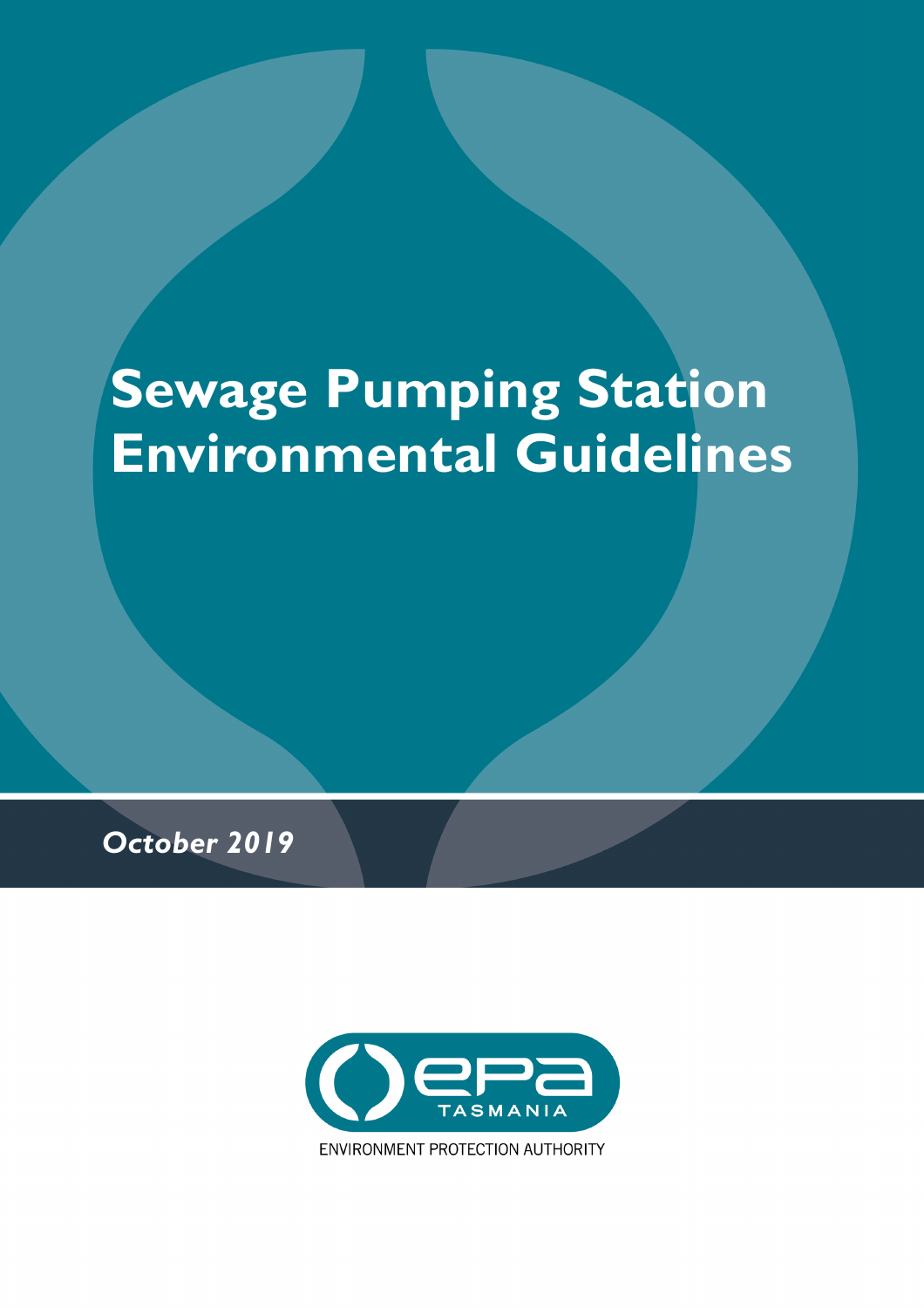# Sewage Pumping Station Environmental Guidelines

*October 2019*

EPA TASMANIA

ENVIRONMENT PROTECTION AUTHORITY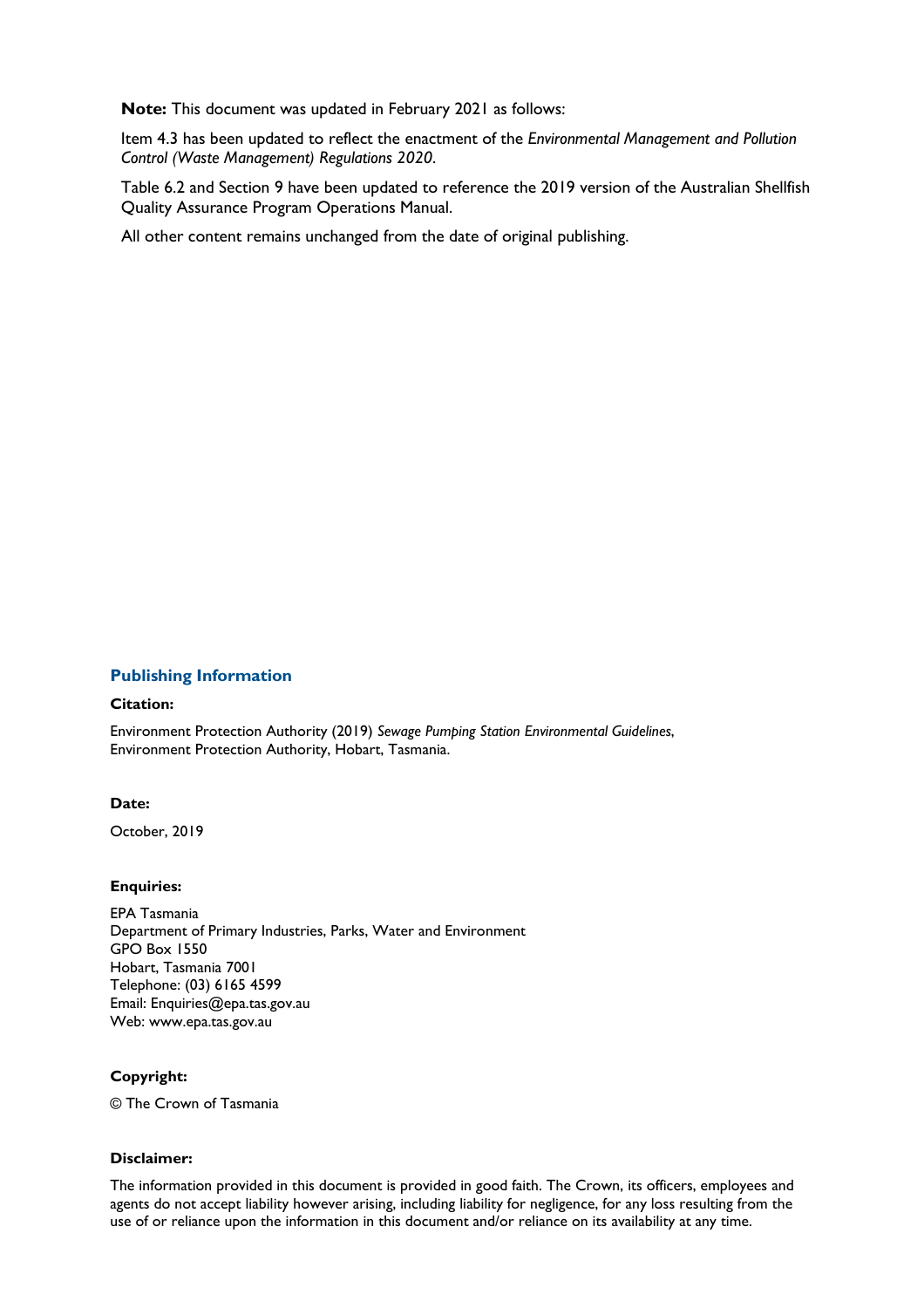**Note:** This document was updated in February 2021 as follows:

Item 4.3 has been updated to reflect the enactment of the *Environmental Management and Pollution Control (Waste Management) Regulations 2020*.

Table 6.2 and Section 9 have been updated to reference the 2019 version of the Australian Shellfish Quality Assurance Program Operations Manual.

All other content remains unchanged from the date of original publishing.

## Publishing Information

**Citation:**

Environment Protection Authority (2019) *Sewage Pumping Station Environmental Guidelines*, Environment Protection Authority, Hobart, Tasmania.

**Date:**

October, 2019

**Enquiries:**

EPA Tasmania
Department of Primary Industries, Parks, Water and Environment
GPO Box 1550
Hobart, Tasmania 7001
Telephone: (03) 6165 4599
Email: Enquiries@epa.tas.gov.au
Web: www.epa.tas.gov.au

**Copyright:**

© The Crown of Tasmania

**Disclaimer:**

The information provided in this document is provided in good faith. The Crown, its officers, employees and agents do not accept liability however arising, including liability for negligence, for any loss resulting from the use of or reliance upon the information in this document and/or reliance on its availability at any time.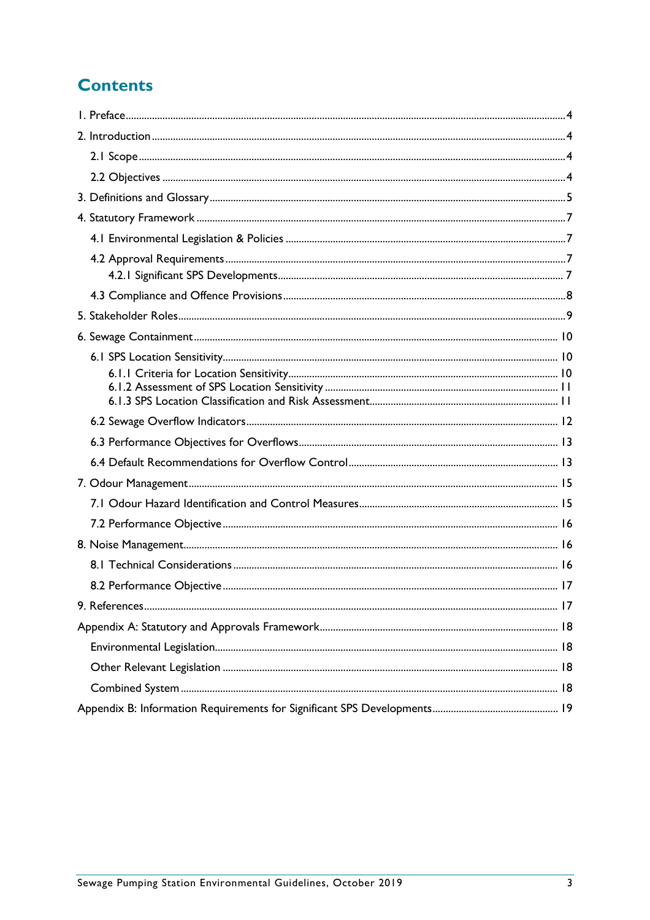# Contents

1. Preface ..... 4

2. Introduction ..... 4

   2.1 Scope ..... 4

   2.2 Objectives ..... 4

3. Definitions and Glossary ..... 5

4. Statutory Framework ..... 7

   4.1 Environmental Legislation & Policies ..... 7

   4.2 Approval Requirements ..... 7

      4.2.1 Significant SPS Developments ..... 7

   4.3 Compliance and Offence Provisions ..... 8

5. Stakeholder Roles ..... 9

6. Sewage Containment ..... 10

   6.1 SPS Location Sensitivity ..... 10

      6.1.1 Criteria for Location Sensitivity ..... 10

      6.1.2 Assessment of SPS Location Sensitivity ..... 11

      6.1.3 SPS Location Classification and Risk Assessment ..... 11

   6.2 Sewage Overflow Indicators ..... 12

   6.3 Performance Objectives for Overflows ..... 13

   6.4 Default Recommendations for Overflow Control ..... 13

7. Odour Management ..... 15

   7.1 Odour Hazard Identification and Control Measures ..... 15

   7.2 Performance Objective ..... 16

8. Noise Management ..... 16

   8.1 Technical Considerations ..... 16

   8.2 Performance Objective ..... 17

9. References ..... 17

Appendix A: Statutory and Approvals Framework ..... 18

   Environmental Legislation ..... 18

   Other Relevant Legislation ..... 18

   Combined System ..... 18

Appendix B: Information Requirements for Significant SPS Developments ..... 19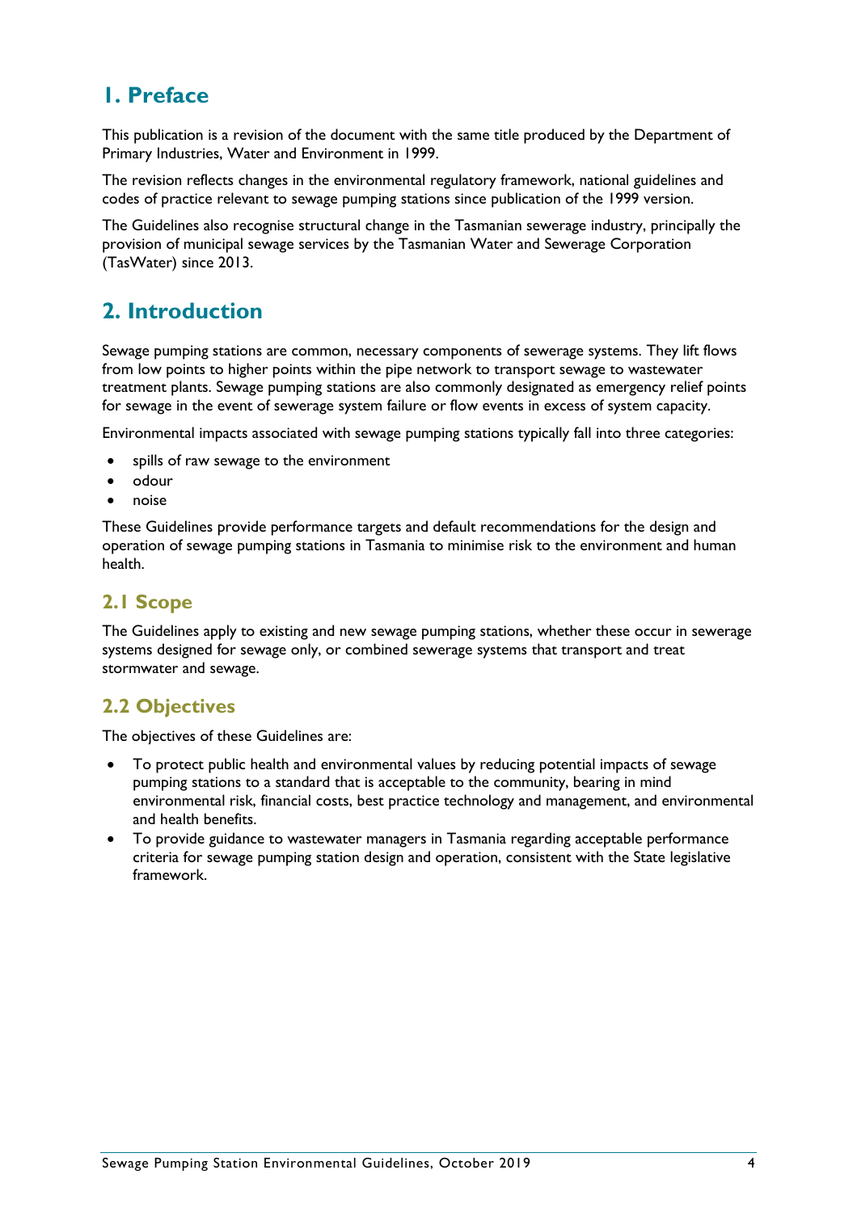# 1. Preface

This publication is a revision of the document with the same title produced by the Department of Primary Industries, Water and Environment in 1999.

The revision reflects changes in the environmental regulatory framework, national guidelines and codes of practice relevant to sewage pumping stations since publication of the 1999 version.

The Guidelines also recognise structural change in the Tasmanian sewerage industry, principally the provision of municipal sewage services by the Tasmanian Water and Sewerage Corporation (TasWater) since 2013.

# 2. Introduction

Sewage pumping stations are common, necessary components of sewerage systems. They lift flows from low points to higher points within the pipe network to transport sewage to wastewater treatment plants. Sewage pumping stations are also commonly designated as emergency relief points for sewage in the event of sewerage system failure or flow events in excess of system capacity.

Environmental impacts associated with sewage pumping stations typically fall into three categories:

- spills of raw sewage to the environment
- odour
- noise

These Guidelines provide performance targets and default recommendations for the design and operation of sewage pumping stations in Tasmania to minimise risk to the environment and human health.

## 2.1 Scope

The Guidelines apply to existing and new sewage pumping stations, whether these occur in sewerage systems designed for sewage only, or combined sewerage systems that transport and treat stormwater and sewage.

## 2.2 Objectives

The objectives of these Guidelines are:

- To protect public health and environmental values by reducing potential impacts of sewage pumping stations to a standard that is acceptable to the community, bearing in mind environmental risk, financial costs, best practice technology and management, and environmental and health benefits.
- To provide guidance to wastewater managers in Tasmania regarding acceptable performance criteria for sewage pumping station design and operation, consistent with the State legislative framework.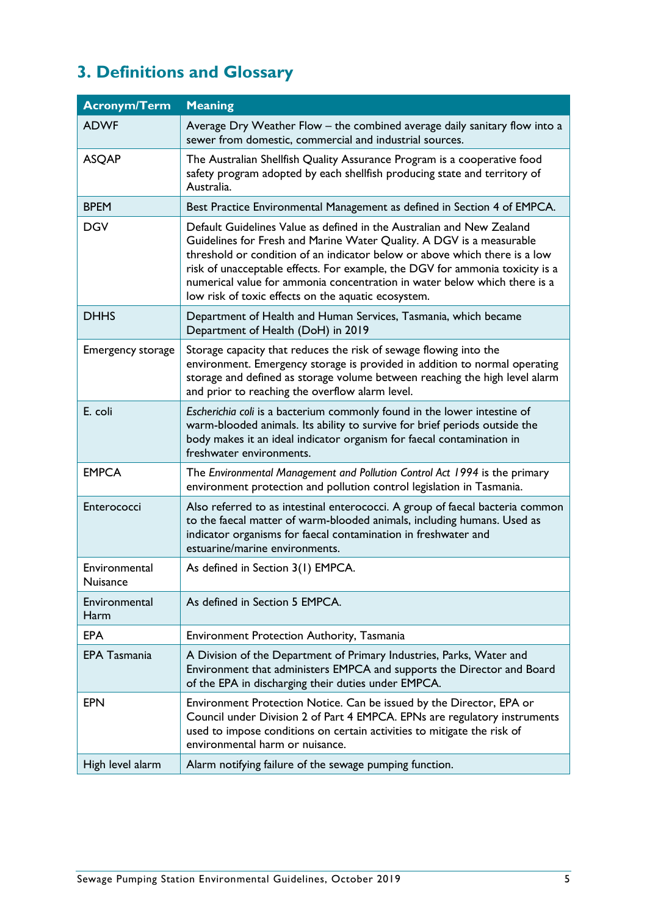## 3. Definitions and Glossary

| Acronym/Term | Meaning |
|---|---|
| ADWF | Average Dry Weather Flow – the combined average daily sanitary flow into a sewer from domestic, commercial and industrial sources. |
| ASQAP | The Australian Shellfish Quality Assurance Program is a cooperative food safety program adopted by each shellfish producing state and territory of Australia. |
| BPEM | Best Practice Environmental Management as defined in Section 4 of EMPCA. |
| DGV | Default Guidelines Value as defined in the Australian and New Zealand Guidelines for Fresh and Marine Water Quality. A DGV is a measurable threshold or condition of an indicator below or above which there is a low risk of unacceptable effects. For example, the DGV for ammonia toxicity is a numerical value for ammonia concentration in water below which there is a low risk of toxic effects on the aquatic ecosystem. |
| DHHS | Department of Health and Human Services, Tasmania, which became Department of Health (DoH) in 2019 |
| Emergency storage | Storage capacity that reduces the risk of sewage flowing into the environment. Emergency storage is provided in addition to normal operating storage and defined as storage volume between reaching the high level alarm and prior to reaching the overflow alarm level. |
| E. coli | *Escherichia coli* is a bacterium commonly found in the lower intestine of warm-blooded animals. Its ability to survive for brief periods outside the body makes it an ideal indicator organism for faecal contamination in freshwater environments. |
| EMPCA | The *Environmental Management and Pollution Control Act 1994* is the primary environment protection and pollution control legislation in Tasmania. |
| Enterococci | Also referred to as intestinal enterococci. A group of faecal bacteria common to the faecal matter of warm-blooded animals, including humans. Used as indicator organisms for faecal contamination in freshwater and estuarine/marine environments. |
| Environmental Nuisance | As defined in Section 3(1) EMPCA. |
| Environmental Harm | As defined in Section 5 EMPCA. |
| EPA | Environment Protection Authority, Tasmania |
| EPA Tasmania | A Division of the Department of Primary Industries, Parks, Water and Environment that administers EMPCA and supports the Director and Board of the EPA in discharging their duties under EMPCA. |
| EPN | Environment Protection Notice. Can be issued by the Director, EPA or Council under Division 2 of Part 4 EMPCA. EPNs are regulatory instruments used to impose conditions on certain activities to mitigate the risk of environmental harm or nuisance. |
| High level alarm | Alarm notifying failure of the sewage pumping function. |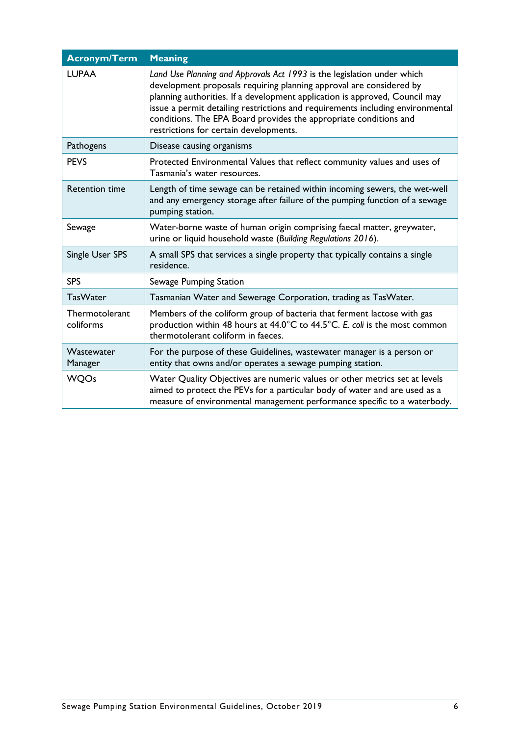| Acronym/Term | Meaning |
|---|---|
| LUPAA | *Land Use Planning and Approvals Act 1993* is the legislation under which development proposals requiring planning approval are considered by planning authorities. If a development application is approved, Council may issue a permit detailing restrictions and requirements including environmental conditions. The EPA Board provides the appropriate conditions and restrictions for certain developments. |
| Pathogens | Disease causing organisms |
| PEVS | Protected Environmental Values that reflect community values and uses of Tasmania's water resources. |
| Retention time | Length of time sewage can be retained within incoming sewers, the wet-well and any emergency storage after failure of the pumping function of a sewage pumping station. |
| Sewage | Water-borne waste of human origin comprising faecal matter, greywater, urine or liquid household waste (*Building Regulations 2016*). |
| Single User SPS | A small SPS that services a single property that typically contains a single residence. |
| SPS | Sewage Pumping Station |
| TasWater | Tasmanian Water and Sewerage Corporation, trading as TasWater. |
| Thermotolerant coliforms | Members of the coliform group of bacteria that ferment lactose with gas production within 48 hours at 44.0°C to 44.5°C. *E. coli* is the most common thermotolerant coliform in faeces. |
| Wastewater Manager | For the purpose of these Guidelines, wastewater manager is a person or entity that owns and/or operates a sewage pumping station. |
| WQOs | Water Quality Objectives are numeric values or other metrics set at levels aimed to protect the PEVs for a particular body of water and are used as a measure of environmental management performance specific to a waterbody. |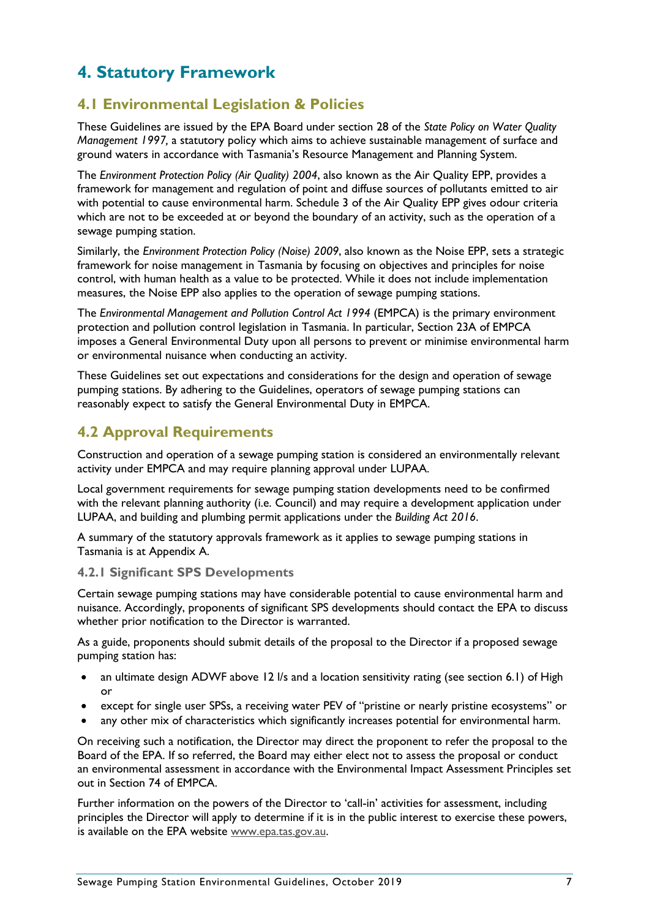# 4. Statutory Framework

## 4.1 Environmental Legislation & Policies

These Guidelines are issued by the EPA Board under section 28 of the *State Policy on Water Quality Management 1997,* a statutory policy which aims to achieve sustainable management of surface and ground waters in accordance with Tasmania's Resource Management and Planning System.

The *Environment Protection Policy (Air Quality) 2004*, also known as the Air Quality EPP, provides a framework for management and regulation of point and diffuse sources of pollutants emitted to air with potential to cause environmental harm. Schedule 3 of the Air Quality EPP gives odour criteria which are not to be exceeded at or beyond the boundary of an activity, such as the operation of a sewage pumping station.

Similarly, the *Environment Protection Policy (Noise) 2009*, also known as the Noise EPP, sets a strategic framework for noise management in Tasmania by focusing on objectives and principles for noise control, with human health as a value to be protected. While it does not include implementation measures, the Noise EPP also applies to the operation of sewage pumping stations.

The *Environmental Management and Pollution Control Act 1994* (EMPCA) is the primary environment protection and pollution control legislation in Tasmania. In particular, Section 23A of EMPCA imposes a General Environmental Duty upon all persons to prevent or minimise environmental harm or environmental nuisance when conducting an activity.

These Guidelines set out expectations and considerations for the design and operation of sewage pumping stations. By adhering to the Guidelines, operators of sewage pumping stations can reasonably expect to satisfy the General Environmental Duty in EMPCA.

## 4.2 Approval Requirements

Construction and operation of a sewage pumping station is considered an environmentally relevant activity under EMPCA and may require planning approval under LUPAA.

Local government requirements for sewage pumping station developments need to be confirmed with the relevant planning authority (i.e. Council) and may require a development application under LUPAA, and building and plumbing permit applications under the *Building Act 2016*.

A summary of the statutory approvals framework as it applies to sewage pumping stations in Tasmania is at Appendix A.

### 4.2.1 Significant SPS Developments

Certain sewage pumping stations may have considerable potential to cause environmental harm and nuisance. Accordingly, proponents of significant SPS developments should contact the EPA to discuss whether prior notification to the Director is warranted.

As a guide, proponents should submit details of the proposal to the Director if a proposed sewage pumping station has:

- an ultimate design ADWF above 12 l/s and a location sensitivity rating (see section 6.1) of High or
- except for single user SPSs, a receiving water PEV of "pristine or nearly pristine ecosystems" or
- any other mix of characteristics which significantly increases potential for environmental harm.

On receiving such a notification, the Director may direct the proponent to refer the proposal to the Board of the EPA. If so referred, the Board may either elect not to assess the proposal or conduct an environmental assessment in accordance with the Environmental Impact Assessment Principles set out in Section 74 of EMPCA.

Further information on the powers of the Director to 'call-in' activities for assessment, including principles the Director will apply to determine if it is in the public interest to exercise these powers, is available on the EPA website www.epa.tas.gov.au.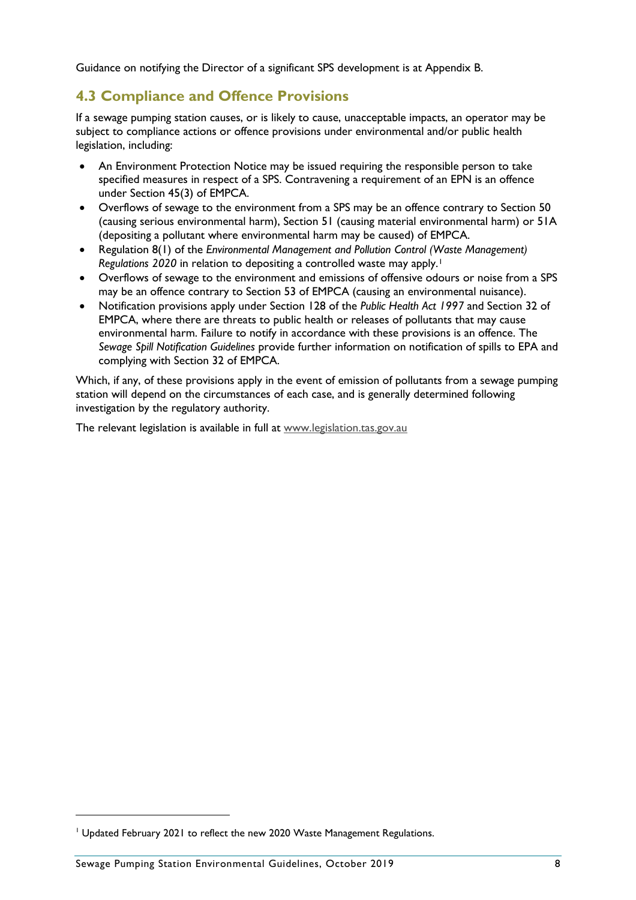Guidance on notifying the Director of a significant SPS development is at Appendix B.

## 4.3 Compliance and Offence Provisions

If a sewage pumping station causes, or is likely to cause, unacceptable impacts, an operator may be subject to compliance actions or offence provisions under environmental and/or public health legislation, including:

- An Environment Protection Notice may be issued requiring the responsible person to take specified measures in respect of a SPS. Contravening a requirement of an EPN is an offence under Section 45(3) of EMPCA.
- Overflows of sewage to the environment from a SPS may be an offence contrary to Section 50 (causing serious environmental harm), Section 51 (causing material environmental harm) or 51A (depositing a pollutant where environmental harm may be caused) of EMPCA.
- Regulation 8(1) of the *Environmental Management and Pollution Control (Waste Management) Regulations 2020* in relation to depositing a controlled waste may apply.[1]
- Overflows of sewage to the environment and emissions of offensive odours or noise from a SPS may be an offence contrary to Section 53 of EMPCA (causing an environmental nuisance).
- Notification provisions apply under Section 128 of the *Public Health Act 1997* and Section 32 of EMPCA, where there are threats to public health or releases of pollutants that may cause environmental harm. Failure to notify in accordance with these provisions is an offence. The *Sewage Spill Notification Guidelines* provide further information on notification of spills to EPA and complying with Section 32 of EMPCA.

Which, if any, of these provisions apply in the event of emission of pollutants from a sewage pumping station will depend on the circumstances of each case, and is generally determined following investigation by the regulatory authority.

The relevant legislation is available in full at [www.legislation.tas.gov.au](http://www.legislation.tas.gov.au)

[1] Updated February 2021 to reflect the new 2020 Waste Management Regulations.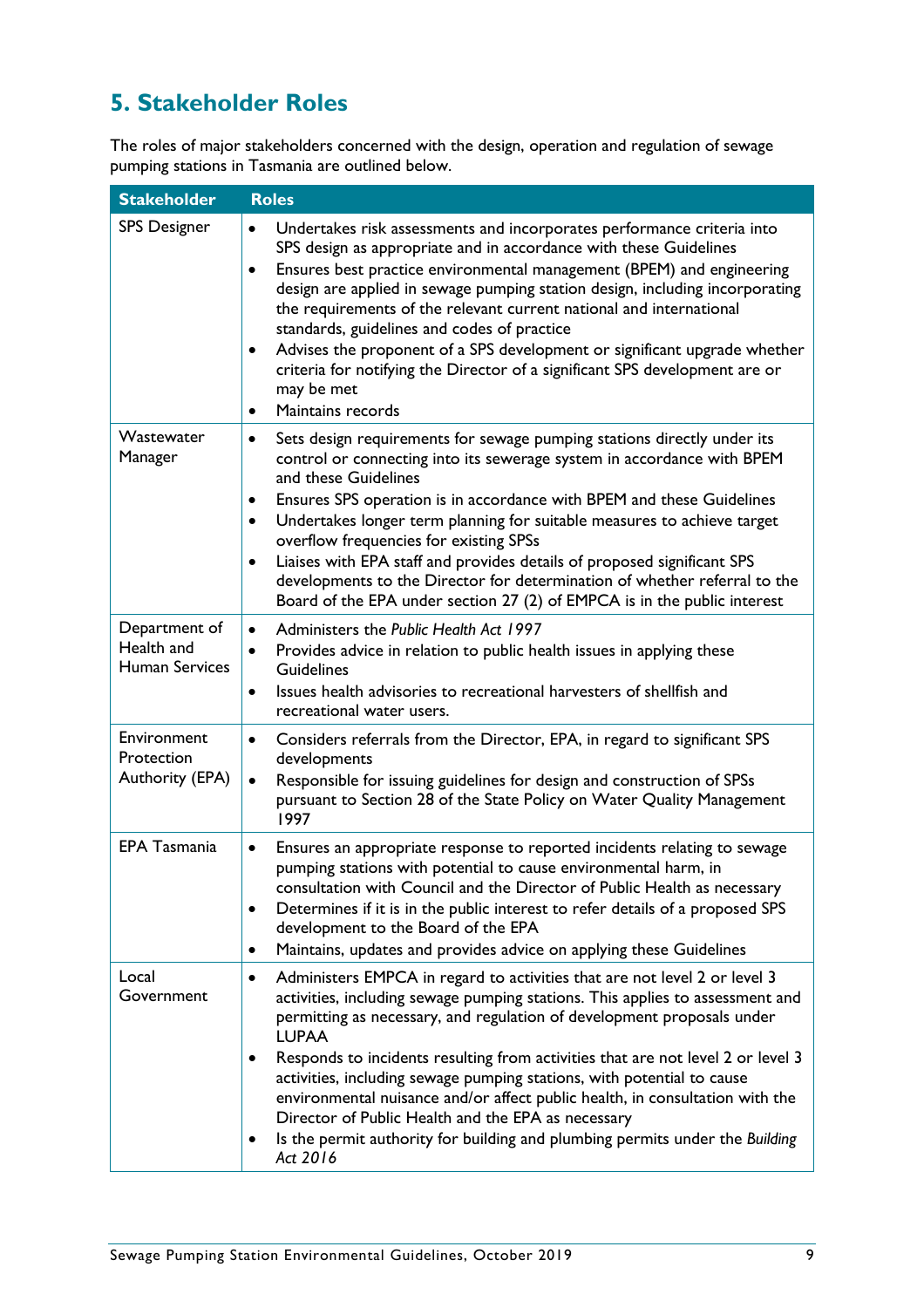# 5. Stakeholder Roles

The roles of major stakeholders concerned with the design, operation and regulation of sewage pumping stations in Tasmania are outlined below.

| Stakeholder | Roles |
|---|---|
| SPS Designer | • Undertakes risk assessments and incorporates performance criteria into SPS design as appropriate and in accordance with these Guidelines<br>• Ensures best practice environmental management (BPEM) and engineering design are applied in sewage pumping station design, including incorporating the requirements of the relevant current national and international standards, guidelines and codes of practice<br>• Advises the proponent of a SPS development or significant upgrade whether criteria for notifying the Director of a significant SPS development are or may be met<br>• Maintains records |
| Wastewater Manager | • Sets design requirements for sewage pumping stations directly under its control or connecting into its sewerage system in accordance with BPEM and these Guidelines<br>• Ensures SPS operation is in accordance with BPEM and these Guidelines<br>• Undertakes longer term planning for suitable measures to achieve target overflow frequencies for existing SPSs<br>• Liaises with EPA staff and provides details of proposed significant SPS developments to the Director for determination of whether referral to the Board of the EPA under section 27 (2) of EMPCA is in the public interest |
| Department of Health and Human Services | • Administers the *Public Health Act 1997*<br>• Provides advice in relation to public health issues in applying these Guidelines<br>• Issues health advisories to recreational harvesters of shellfish and recreational water users. |
| Environment Protection Authority (EPA) | • Considers referrals from the Director, EPA, in regard to significant SPS developments<br>• Responsible for issuing guidelines for design and construction of SPSs pursuant to Section 28 of the State Policy on Water Quality Management 1997 |
| EPA Tasmania | • Ensures an appropriate response to reported incidents relating to sewage pumping stations with potential to cause environmental harm, in consultation with Council and the Director of Public Health as necessary<br>• Determines if it is in the public interest to refer details of a proposed SPS development to the Board of the EPA<br>• Maintains, updates and provides advice on applying these Guidelines |
| Local Government | • Administers EMPCA in regard to activities that are not level 2 or level 3 activities, including sewage pumping stations. This applies to assessment and permitting as necessary, and regulation of development proposals under LUPAA<br>• Responds to incidents resulting from activities that are not level 2 or level 3 activities, including sewage pumping stations, with potential to cause environmental nuisance and/or affect public health, in consultation with the Director of Public Health and the EPA as necessary<br>• Is the permit authority for building and plumbing permits under the *Building Act 2016* |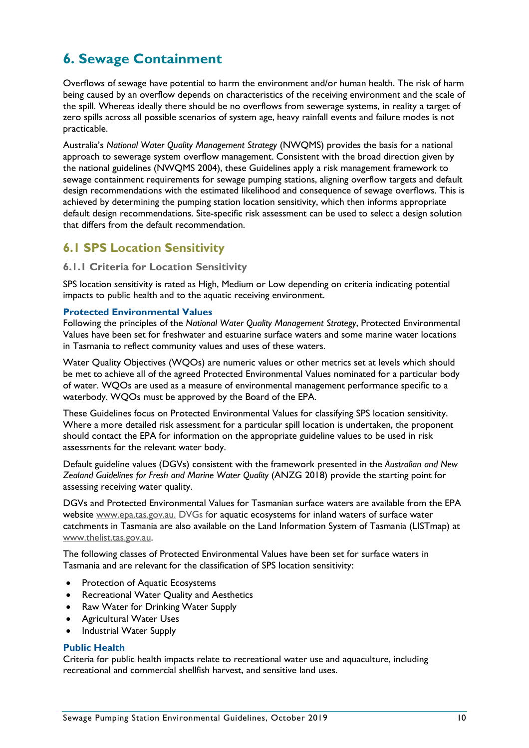# 6. Sewage Containment

Overflows of sewage have potential to harm the environment and/or human health. The risk of harm being caused by an overflow depends on characteristics of the receiving environment and the scale of the spill. Whereas ideally there should be no overflows from sewerage systems, in reality a target of zero spills across all possible scenarios of system age, heavy rainfall events and failure modes is not practicable.

Australia's *National Water Quality Management Strategy* (NWQMS) provides the basis for a national approach to sewerage system overflow management. Consistent with the broad direction given by the national guidelines (NWQMS 2004), these Guidelines apply a risk management framework to sewage containment requirements for sewage pumping stations, aligning overflow targets and default design recommendations with the estimated likelihood and consequence of sewage overflows. This is achieved by determining the pumping station location sensitivity, which then informs appropriate default design recommendations. Site-specific risk assessment can be used to select a design solution that differs from the default recommendation.

## 6.1 SPS Location Sensitivity

### 6.1.1 Criteria for Location Sensitivity

SPS location sensitivity is rated as High, Medium or Low depending on criteria indicating potential impacts to public health and to the aquatic receiving environment.

#### Protected Environmental Values

Following the principles of the *National Water Quality Management Strategy*, Protected Environmental Values have been set for freshwater and estuarine surface waters and some marine water locations in Tasmania to reflect community values and uses of these waters.

Water Quality Objectives (WQOs) are numeric values or other metrics set at levels which should be met to achieve all of the agreed Protected Environmental Values nominated for a particular body of water. WQOs are used as a measure of environmental management performance specific to a waterbody. WQOs must be approved by the Board of the EPA.

These Guidelines focus on Protected Environmental Values for classifying SPS location sensitivity. Where a more detailed risk assessment for a particular spill location is undertaken, the proponent should contact the EPA for information on the appropriate guideline values to be used in risk assessments for the relevant water body.

Default guideline values (DGVs) consistent with the framework presented in the *Australian and New Zealand Guidelines for Fresh and Marine Water Quality* (ANZG 2018) provide the starting point for assessing receiving water quality.

DGVs and Protected Environmental Values for Tasmanian surface waters are available from the EPA website www.epa.tas.gov.au. DVGs for aquatic ecosystems for inland waters of surface water catchments in Tasmania are also available on the Land Information System of Tasmania (LISTmap) at www.thelist.tas.gov.au.

The following classes of Protected Environmental Values have been set for surface waters in Tasmania and are relevant for the classification of SPS location sensitivity:

- Protection of Aquatic Ecosystems
- Recreational Water Quality and Aesthetics
- Raw Water for Drinking Water Supply
- Agricultural Water Uses
- Industrial Water Supply

#### Public Health

Criteria for public health impacts relate to recreational water use and aquaculture, including recreational and commercial shellfish harvest, and sensitive land uses.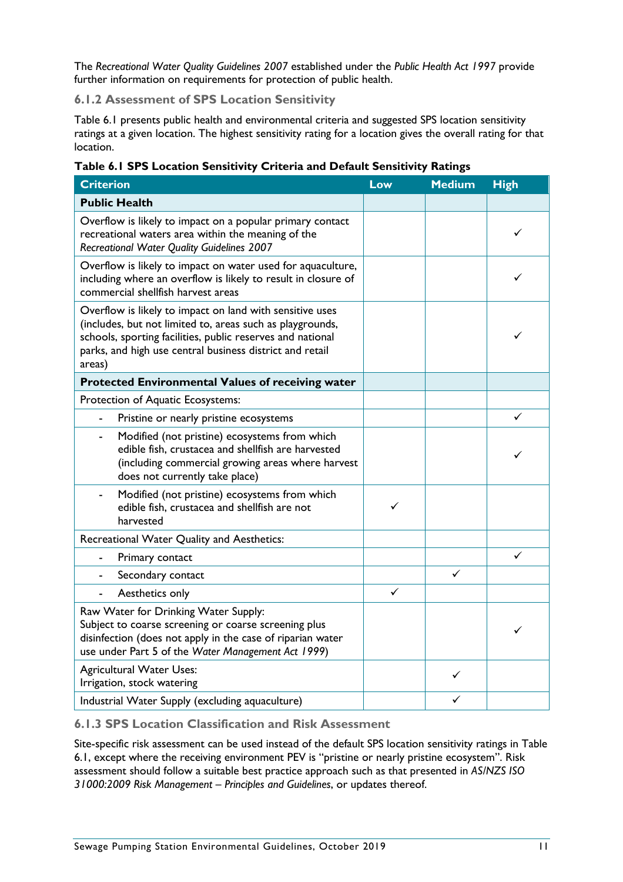The *Recreational Water Quality Guidelines 2007* established under the *Public Health Act 1997* provide further information on requirements for protection of public health.

### 6.1.2 Assessment of SPS Location Sensitivity

Table 6.1 presents public health and environmental criteria and suggested SPS location sensitivity ratings at a given location. The highest sensitivity rating for a location gives the overall rating for that location.

**Table 6.1 SPS Location Sensitivity Criteria and Default Sensitivity Ratings**

| Criterion | Low | Medium | High |
|---|---|---|---|
| **Public Health** | | | |
| Overflow is likely to impact on a popular primary contact recreational waters area within the meaning of the *Recreational Water Quality Guidelines 2007* | | | ✓ |
| Overflow is likely to impact on water used for aquaculture, including where an overflow is likely to result in closure of commercial shellfish harvest areas | | | ✓ |
| Overflow is likely to impact on land with sensitive uses (includes, but not limited to, areas such as playgrounds, schools, sporting facilities, public reserves and national parks, and high use central business district and retail areas) | | | ✓ |
| **Protected Environmental Values of receiving water** | | | |
| Protection of Aquatic Ecosystems: | | | |
| - Pristine or nearly pristine ecosystems | | | ✓ |
| - Modified (not pristine) ecosystems from which edible fish, crustacea and shellfish are harvested (including commercial growing areas where harvest does not currently take place) | | | ✓ |
| - Modified (not pristine) ecosystems from which edible fish, crustacea and shellfish are not harvested | ✓ | | |
| Recreational Water Quality and Aesthetics: | | | |
| - Primary contact | | | ✓ |
| - Secondary contact | | ✓ | |
| - Aesthetics only | ✓ | | |
| Raw Water for Drinking Water Supply: Subject to coarse screening or coarse screening plus disinfection (does not apply in the case of riparian water use under Part 5 of the *Water Management Act 1999*) | | | ✓ |
| Agricultural Water Uses: Irrigation, stock watering | | ✓ | |
| Industrial Water Supply (excluding aquaculture) | | ✓ | |

### 6.1.3 SPS Location Classification and Risk Assessment

Site-specific risk assessment can be used instead of the default SPS location sensitivity ratings in Table 6.1, except where the receiving environment PEV is "pristine or nearly pristine ecosystem". Risk assessment should follow a suitable best practice approach such as that presented in *AS/NZS ISO 31000:2009 Risk Management – Principles and Guidelines*, or updates thereof.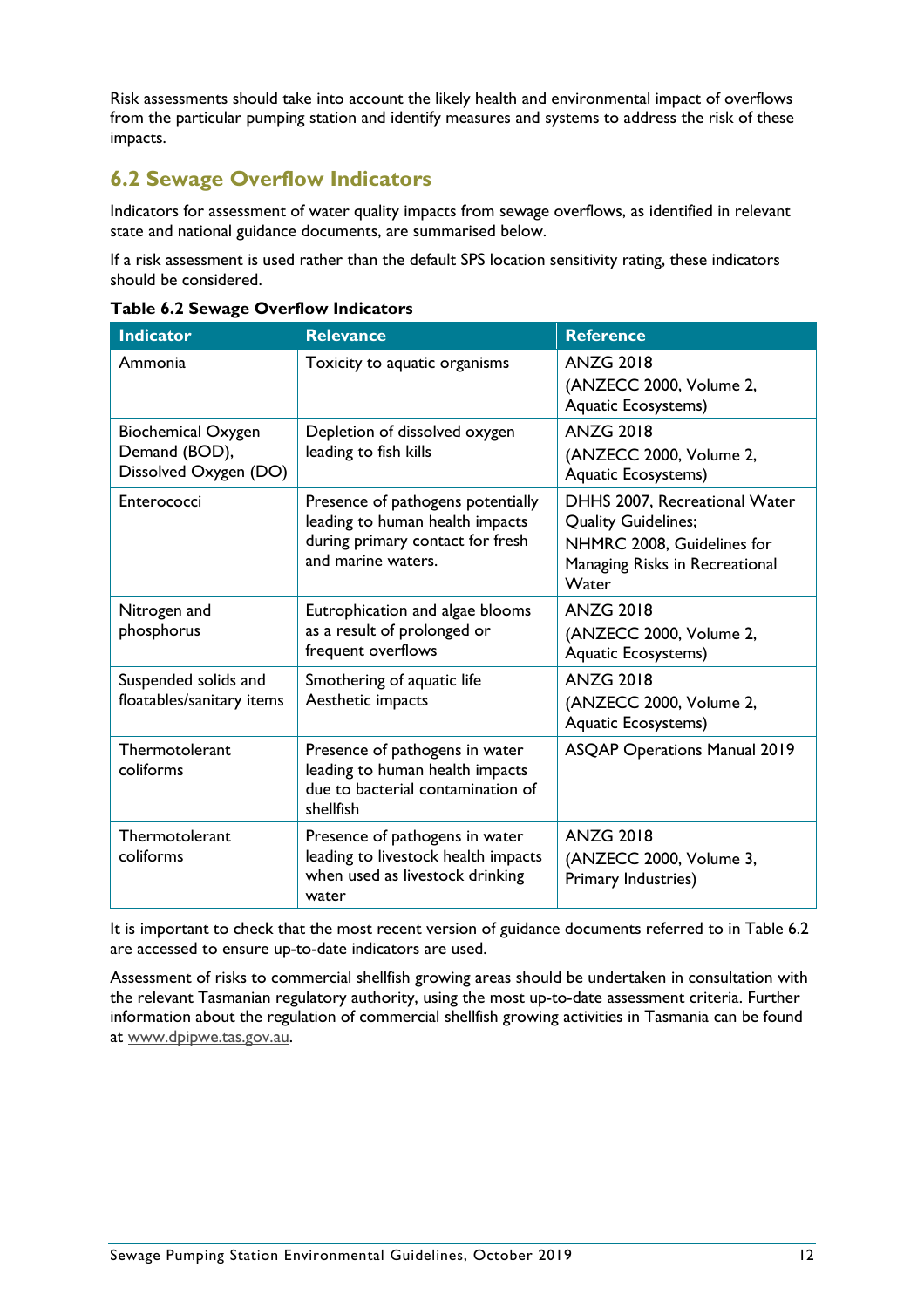Risk assessments should take into account the likely health and environmental impact of overflows from the particular pumping station and identify measures and systems to address the risk of these impacts.

## 6.2 Sewage Overflow Indicators

Indicators for assessment of water quality impacts from sewage overflows, as identified in relevant state and national guidance documents, are summarised below.

If a risk assessment is used rather than the default SPS location sensitivity rating, these indicators should be considered.

**Table 6.2 Sewage Overflow Indicators**

| Indicator | Relevance | Reference |
|---|---|---|
| Ammonia | Toxicity to aquatic organisms | ANZG 2018<br>(ANZECC 2000, Volume 2, Aquatic Ecosystems) |
| Biochemical Oxygen Demand (BOD), Dissolved Oxygen (DO) | Depletion of dissolved oxygen leading to fish kills | ANZG 2018<br>(ANZECC 2000, Volume 2, Aquatic Ecosystems) |
| Enterococci | Presence of pathogens potentially leading to human health impacts during primary contact for fresh and marine waters. | DHHS 2007, Recreational Water Quality Guidelines;<br>NHMRC 2008, Guidelines for Managing Risks in Recreational Water |
| Nitrogen and phosphorus | Eutrophication and algae blooms as a result of prolonged or frequent overflows | ANZG 2018<br>(ANZECC 2000, Volume 2, Aquatic Ecosystems) |
| Suspended solids and floatables/sanitary items | Smothering of aquatic life<br>Aesthetic impacts | ANZG 2018<br>(ANZECC 2000, Volume 2, Aquatic Ecosystems) |
| Thermotolerant coliforms | Presence of pathogens in water leading to human health impacts due to bacterial contamination of shellfish | ASQAP Operations Manual 2019 |
| Thermotolerant coliforms | Presence of pathogens in water leading to livestock health impacts when used as livestock drinking water | ANZG 2018<br>(ANZECC 2000, Volume 3, Primary Industries) |

It is important to check that the most recent version of guidance documents referred to in Table 6.2 are accessed to ensure up-to-date indicators are used.

Assessment of risks to commercial shellfish growing areas should be undertaken in consultation with the relevant Tasmanian regulatory authority, using the most up-to-date assessment criteria. Further information about the regulation of commercial shellfish growing activities in Tasmania can be found at www.dpipwe.tas.gov.au.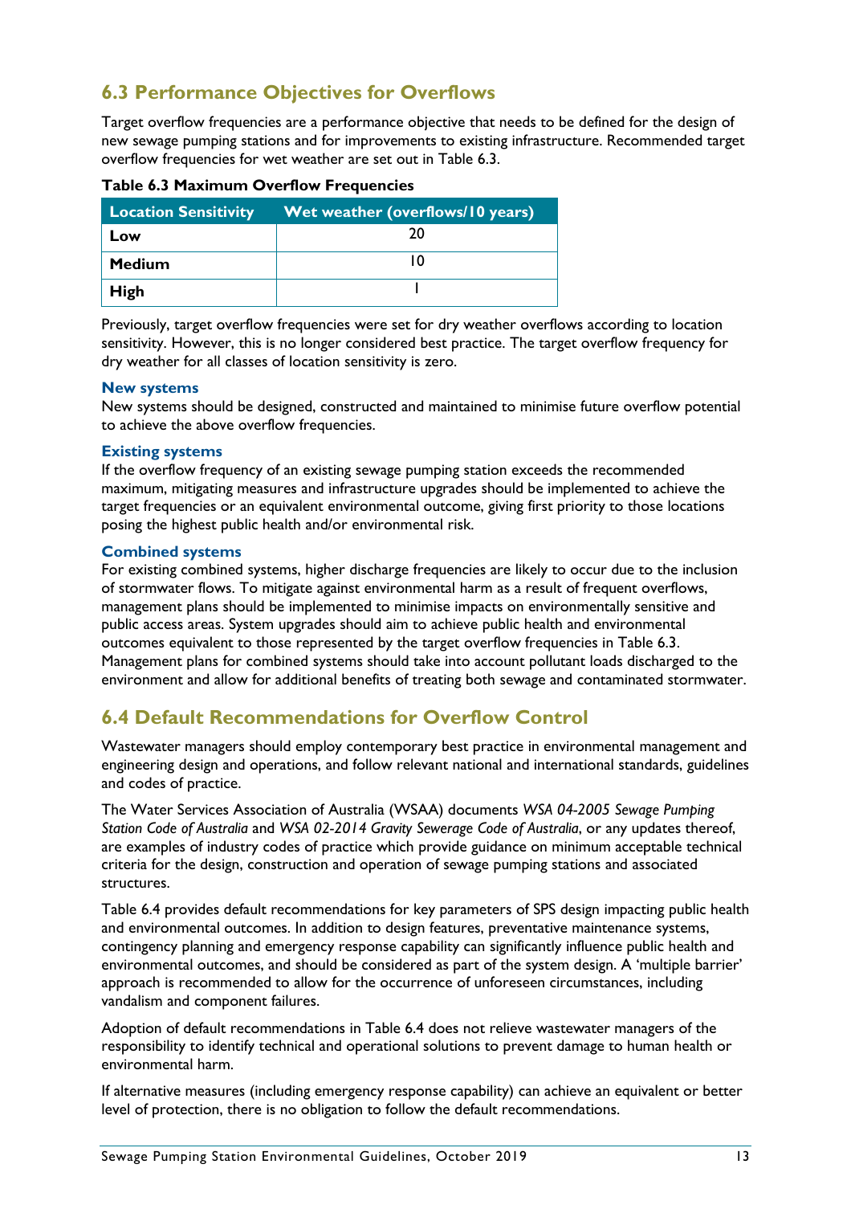## 6.3 Performance Objectives for Overflows

Target overflow frequencies are a performance objective that needs to be defined for the design of new sewage pumping stations and for improvements to existing infrastructure. Recommended target overflow frequencies for wet weather are set out in Table 6.3.

**Table 6.3 Maximum Overflow Frequencies**

| Location Sensitivity | Wet weather (overflows/10 years) |
|---|---|
| **Low** | 20 |
| **Medium** | 10 |
| **High** | 1 |

Previously, target overflow frequencies were set for dry weather overflows according to location sensitivity. However, this is no longer considered best practice. The target overflow frequency for dry weather for all classes of location sensitivity is zero.

### New systems

New systems should be designed, constructed and maintained to minimise future overflow potential to achieve the above overflow frequencies.

### Existing systems

If the overflow frequency of an existing sewage pumping station exceeds the recommended maximum, mitigating measures and infrastructure upgrades should be implemented to achieve the target frequencies or an equivalent environmental outcome, giving first priority to those locations posing the highest public health and/or environmental risk.

### Combined systems

For existing combined systems, higher discharge frequencies are likely to occur due to the inclusion of stormwater flows. To mitigate against environmental harm as a result of frequent overflows, management plans should be implemented to minimise impacts on environmentally sensitive and public access areas. System upgrades should aim to achieve public health and environmental outcomes equivalent to those represented by the target overflow frequencies in Table 6.3. Management plans for combined systems should take into account pollutant loads discharged to the environment and allow for additional benefits of treating both sewage and contaminated stormwater.

## 6.4 Default Recommendations for Overflow Control

Wastewater managers should employ contemporary best practice in environmental management and engineering design and operations, and follow relevant national and international standards, guidelines and codes of practice.

The Water Services Association of Australia (WSAA) documents *WSA 04-2005 Sewage Pumping Station Code of Australia* and *WSA 02-2014 Gravity Sewerage Code of Australia*, or any updates thereof, are examples of industry codes of practice which provide guidance on minimum acceptable technical criteria for the design, construction and operation of sewage pumping stations and associated structures.

Table 6.4 provides default recommendations for key parameters of SPS design impacting public health and environmental outcomes. In addition to design features, preventative maintenance systems, contingency planning and emergency response capability can significantly influence public health and environmental outcomes, and should be considered as part of the system design. A 'multiple barrier' approach is recommended to allow for the occurrence of unforeseen circumstances, including vandalism and component failures.

Adoption of default recommendations in Table 6.4 does not relieve wastewater managers of the responsibility to identify technical and operational solutions to prevent damage to human health or environmental harm.

If alternative measures (including emergency response capability) can achieve an equivalent or better level of protection, there is no obligation to follow the default recommendations.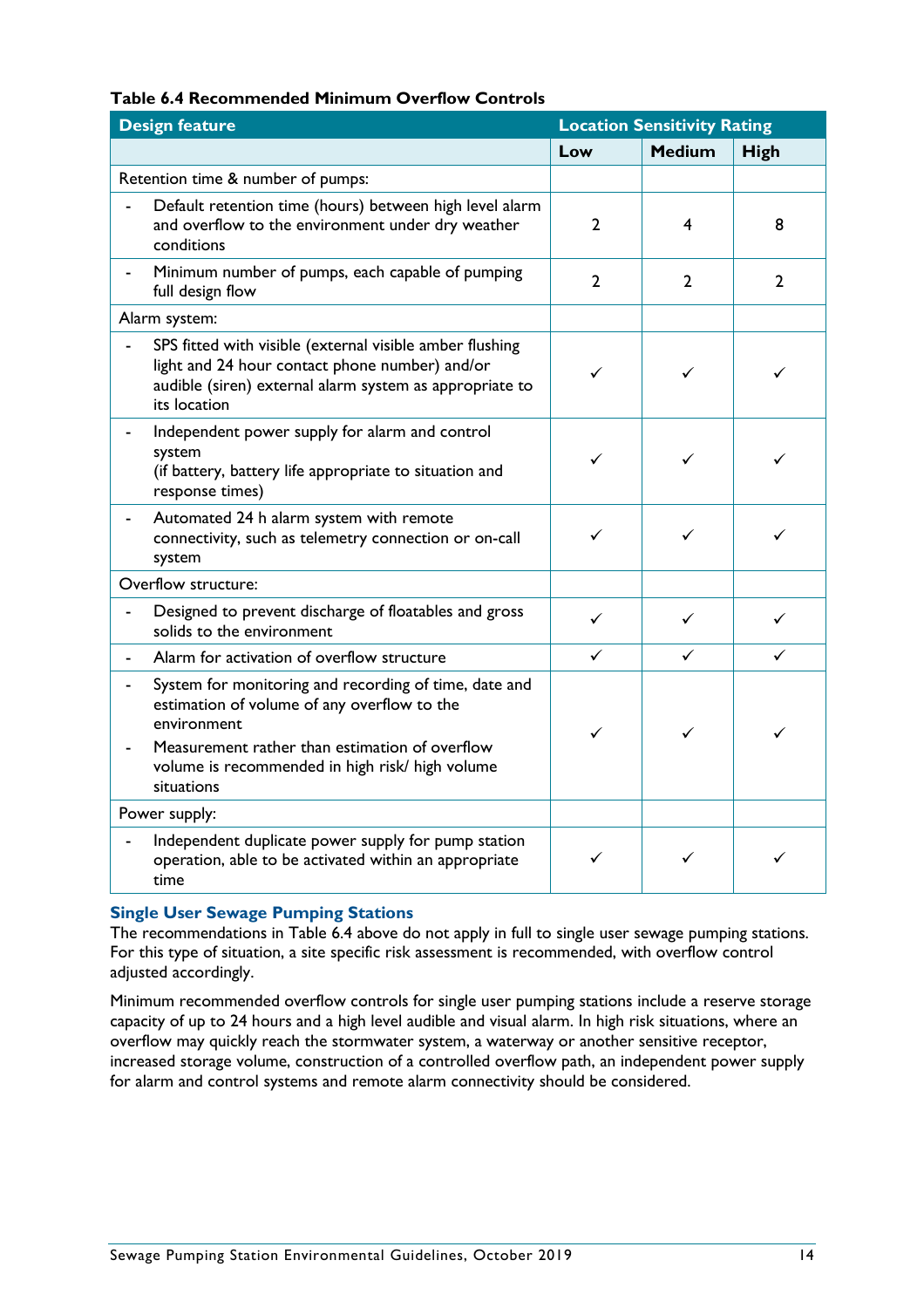**Table 6.4 Recommended Minimum Overflow Controls**

| Design feature | Location Sensitivity Rating | | |
|---|---|---|---|
| | Low | Medium | High |
| Retention time & number of pumps: | | | |
| - Default retention time (hours) between high level alarm and overflow to the environment under dry weather conditions | 2 | 4 | 8 |
| - Minimum number of pumps, each capable of pumping full design flow | 2 | 2 | 2 |
| Alarm system: | | | |
| - SPS fitted with visible (external visible amber flushing light and 24 hour contact phone number) and/or audible (siren) external alarm system as appropriate to its location | ✓ | ✓ | ✓ |
| - Independent power supply for alarm and control system (if battery, battery life appropriate to situation and response times) | ✓ | ✓ | ✓ |
| - Automated 24 h alarm system with remote connectivity, such as telemetry connection or on-call system | ✓ | ✓ | ✓ |
| Overflow structure: | | | |
| - Designed to prevent discharge of floatables and gross solids to the environment | ✓ | ✓ | ✓ |
| - Alarm for activation of overflow structure | ✓ | ✓ | ✓ |
| - System for monitoring and recording of time, date and estimation of volume of any overflow to the environment<br>- Measurement rather than estimation of overflow volume is recommended in high risk/ high volume situations | ✓ | ✓ | ✓ |
| Power supply: | | | |
| - Independent duplicate power supply for pump station operation, able to be activated within an appropriate time | ✓ | ✓ | ✓ |

### Single User Sewage Pumping Stations

The recommendations in Table 6.4 above do not apply in full to single user sewage pumping stations. For this type of situation, a site specific risk assessment is recommended, with overflow control adjusted accordingly.

Minimum recommended overflow controls for single user pumping stations include a reserve storage capacity of up to 24 hours and a high level audible and visual alarm. In high risk situations, where an overflow may quickly reach the stormwater system, a waterway or another sensitive receptor, increased storage volume, construction of a controlled overflow path, an independent power supply for alarm and control systems and remote alarm connectivity should be considered.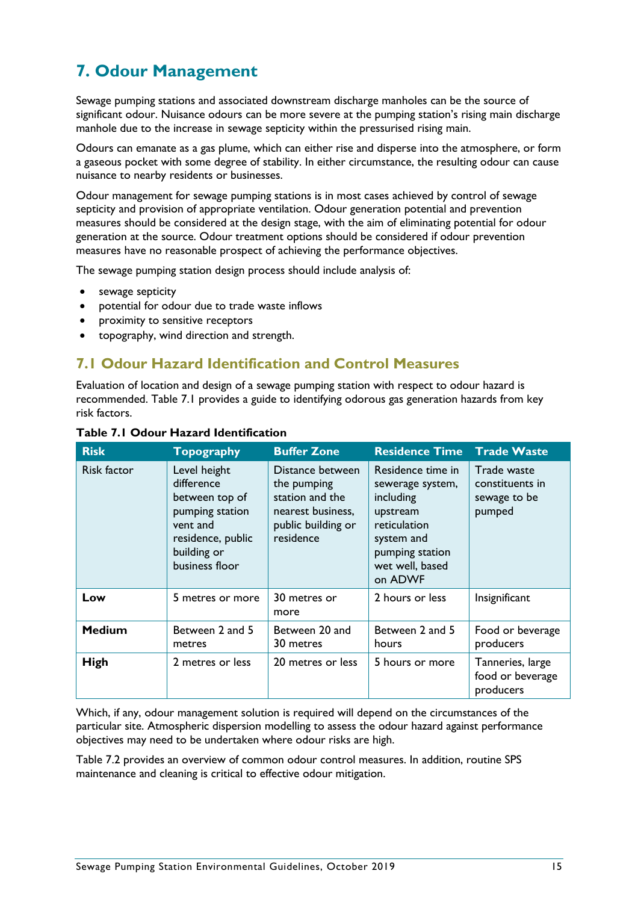# 7. Odour Management

Sewage pumping stations and associated downstream discharge manholes can be the source of significant odour. Nuisance odours can be more severe at the pumping station's rising main discharge manhole due to the increase in sewage septicity within the pressurised rising main.

Odours can emanate as a gas plume, which can either rise and disperse into the atmosphere, or form a gaseous pocket with some degree of stability. In either circumstance, the resulting odour can cause nuisance to nearby residents or businesses.

Odour management for sewage pumping stations is in most cases achieved by control of sewage septicity and provision of appropriate ventilation. Odour generation potential and prevention measures should be considered at the design stage, with the aim of eliminating potential for odour generation at the source. Odour treatment options should be considered if odour prevention measures have no reasonable prospect of achieving the performance objectives.

The sewage pumping station design process should include analysis of:

- sewage septicity
- potential for odour due to trade waste inflows
- proximity to sensitive receptors
- topography, wind direction and strength.

## 7.1 Odour Hazard Identification and Control Measures

Evaluation of location and design of a sewage pumping station with respect to odour hazard is recommended. Table 7.1 provides a guide to identifying odorous gas generation hazards from key risk factors.

**Table 7.1 Odour Hazard Identification**

| Risk | Topography | Buffer Zone | Residence Time | Trade Waste |
|---|---|---|---|---|
| Risk factor | Level height difference between top of pumping station vent and residence, public building or business floor | Distance between the pumping station and the nearest business, public building or residence | Residence time in sewerage system, including upstream reticulation system and pumping station wet well, based on ADWF | Trade waste constituents in sewage to be pumped |
| **Low** | 5 metres or more | 30 metres or more | 2 hours or less | Insignificant |
| **Medium** | Between 2 and 5 metres | Between 20 and 30 metres | Between 2 and 5 hours | Food or beverage producers |
| **High** | 2 metres or less | 20 metres or less | 5 hours or more | Tanneries, large food or beverage producers |

Which, if any, odour management solution is required will depend on the circumstances of the particular site. Atmospheric dispersion modelling to assess the odour hazard against performance objectives may need to be undertaken where odour risks are high.

Table 7.2 provides an overview of common odour control measures. In addition, routine SPS maintenance and cleaning is critical to effective odour mitigation.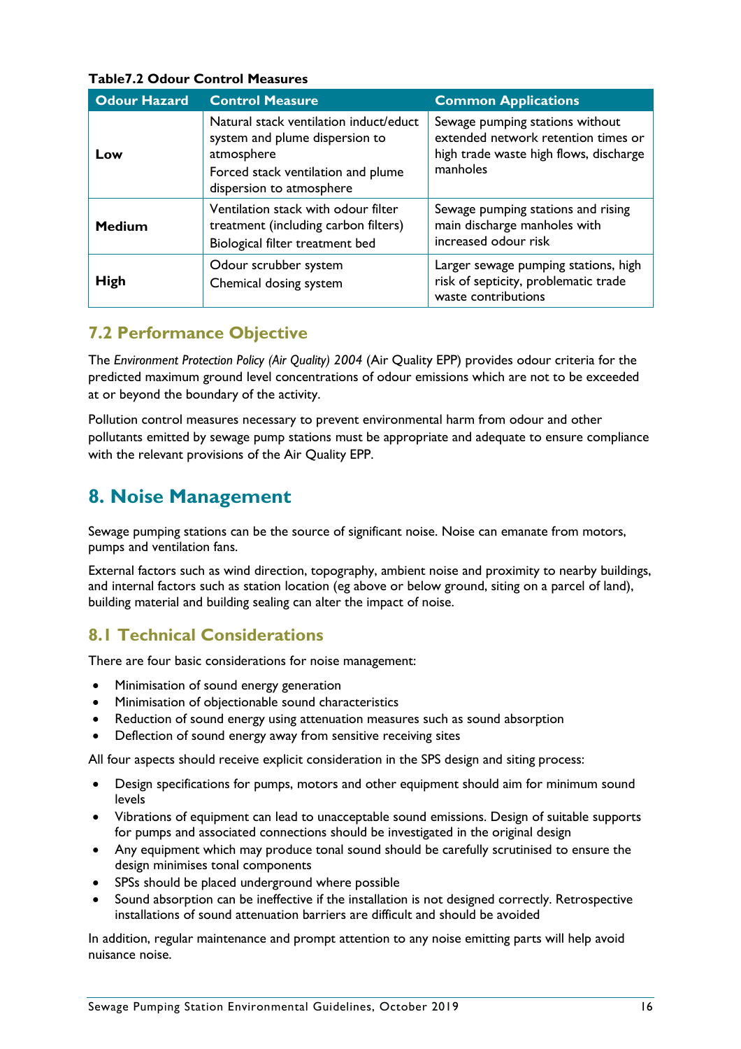**Table7.2 Odour Control Measures**

| Odour Hazard | Control Measure | Common Applications |
|---|---|---|
| **Low** | Natural stack ventilation induct/educt system and plume dispersion to atmosphere<br>Forced stack ventilation and plume dispersion to atmosphere | Sewage pumping stations without extended network retention times or high trade waste high flows, discharge manholes |
| **Medium** | Ventilation stack with odour filter treatment (including carbon filters)<br>Biological filter treatment bed | Sewage pumping stations and rising main discharge manholes with increased odour risk |
| **High** | Odour scrubber system<br>Chemical dosing system | Larger sewage pumping stations, high risk of septicity, problematic trade waste contributions |

## 7.2 Performance Objective

The *Environment Protection Policy (Air Quality) 2004* (Air Quality EPP) provides odour criteria for the predicted maximum ground level concentrations of odour emissions which are not to be exceeded at or beyond the boundary of the activity.

Pollution control measures necessary to prevent environmental harm from odour and other pollutants emitted by sewage pump stations must be appropriate and adequate to ensure compliance with the relevant provisions of the Air Quality EPP.

# 8. Noise Management

Sewage pumping stations can be the source of significant noise. Noise can emanate from motors, pumps and ventilation fans.

External factors such as wind direction, topography, ambient noise and proximity to nearby buildings, and internal factors such as station location (eg above or below ground, siting on a parcel of land), building material and building sealing can alter the impact of noise.

## 8.1 Technical Considerations

There are four basic considerations for noise management:

- Minimisation of sound energy generation
- Minimisation of objectionable sound characteristics
- Reduction of sound energy using attenuation measures such as sound absorption
- Deflection of sound energy away from sensitive receiving sites

All four aspects should receive explicit consideration in the SPS design and siting process:

- Design specifications for pumps, motors and other equipment should aim for minimum sound levels
- Vibrations of equipment can lead to unacceptable sound emissions. Design of suitable supports for pumps and associated connections should be investigated in the original design
- Any equipment which may produce tonal sound should be carefully scrutinised to ensure the design minimises tonal components
- SPSs should be placed underground where possible
- Sound absorption can be ineffective if the installation is not designed correctly. Retrospective installations of sound attenuation barriers are difficult and should be avoided

In addition, regular maintenance and prompt attention to any noise emitting parts will help avoid nuisance noise.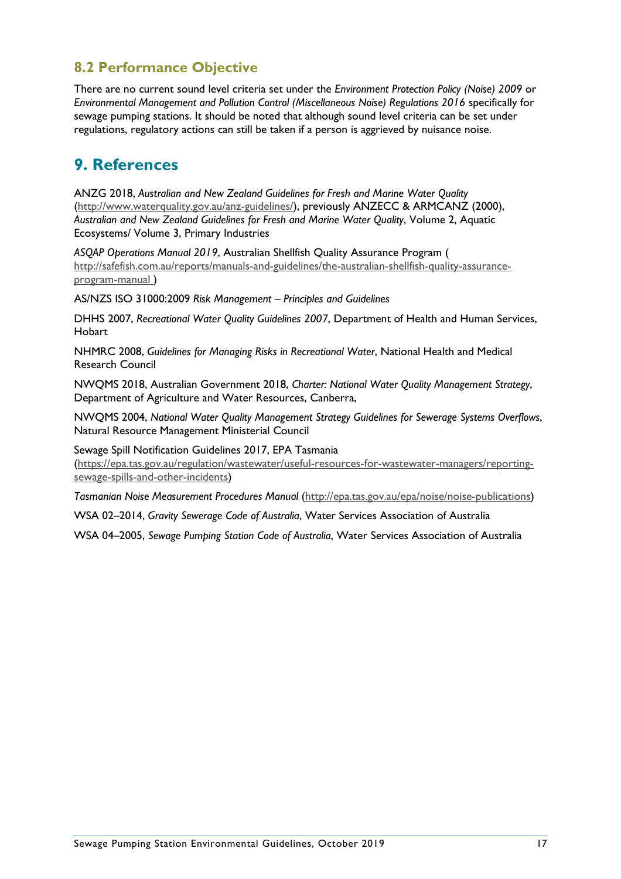## 8.2 Performance Objective

There are no current sound level criteria set under the *Environment Protection Policy (Noise) 2009* or *Environmental Management and Pollution Control (Miscellaneous Noise) Regulations 2016* specifically for sewage pumping stations. It should be noted that although sound level criteria can be set under regulations, regulatory actions can still be taken if a person is aggrieved by nuisance noise.

# 9. References

ANZG 2018, *Australian and New Zealand Guidelines for Fresh and Marine Water Quality* (http://www.waterquality.gov.au/anz-guidelines/), previously ANZECC & ARMCANZ (2000), *Australian and New Zealand Guidelines for Fresh and Marine Water Quality*, Volume 2, Aquatic Ecosystems/ Volume 3, Primary Industries

*ASQAP Operations Manual 2019*, Australian Shellfish Quality Assurance Program ( http://safefish.com.au/reports/manuals-and-guidelines/the-australian-shellfish-quality-assurance-program-manual )

AS/NZS ISO 31000:2009 *Risk Management – Principles and Guidelines*

DHHS 2007, *Recreational Water Quality Guidelines 2007*, Department of Health and Human Services, Hobart

NHMRC 2008, *Guidelines for Managing Risks in Recreational Water*, National Health and Medical Research Council

NWQMS 2018, Australian Government 2018, *Charter: National Water Quality Management Strategy*, Department of Agriculture and Water Resources, Canberra,

NWQMS 2004, *National Water Quality Management Strategy Guidelines for Sewerage Systems Overflows*, Natural Resource Management Ministerial Council

Sewage Spill Notification Guidelines 2017, EPA Tasmania (https://epa.tas.gov.au/regulation/wastewater/useful-resources-for-wastewater-managers/reporting-sewage-spills-and-other-incidents)

*Tasmanian Noise Measurement Procedures Manual* (http://epa.tas.gov.au/epa/noise/noise-publications)

WSA 02–2014, *Gravity Sewerage Code of Australia*, Water Services Association of Australia

WSA 04–2005, *Sewage Pumping Station Code of Australia*, Water Services Association of Australia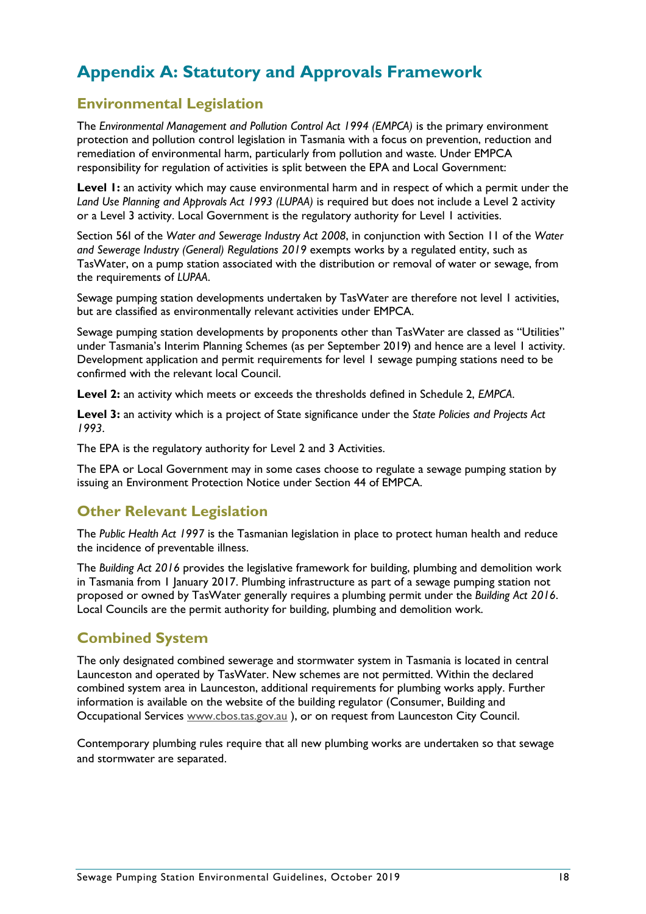# Appendix A: Statutory and Approvals Framework

## Environmental Legislation

The *Environmental Management and Pollution Control Act 1994 (EMPCA)* is the primary environment protection and pollution control legislation in Tasmania with a focus on prevention, reduction and remediation of environmental harm, particularly from pollution and waste. Under EMPCA responsibility for regulation of activities is split between the EPA and Local Government:

**Level 1:** an activity which may cause environmental harm and in respect of which a permit under the *Land Use Planning and Approvals Act 1993 (LUPAA)* is required but does not include a Level 2 activity or a Level 3 activity. Local Government is the regulatory authority for Level 1 activities.

Section 56I of the *Water and Sewerage Industry Act 2008*, in conjunction with Section 11 of the *Water and Sewerage Industry (General) Regulations 2019* exempts works by a regulated entity, such as TasWater, on a pump station associated with the distribution or removal of water or sewage, from the requirements of *LUPAA*.

Sewage pumping station developments undertaken by TasWater are therefore not level 1 activities, but are classified as environmentally relevant activities under EMPCA.

Sewage pumping station developments by proponents other than TasWater are classed as "Utilities" under Tasmania's Interim Planning Schemes (as per September 2019) and hence are a level 1 activity. Development application and permit requirements for level 1 sewage pumping stations need to be confirmed with the relevant local Council.

**Level 2:** an activity which meets or exceeds the thresholds defined in Schedule 2, *EMPCA*.

**Level 3:** an activity which is a project of State significance under the *State Policies and Projects Act 1993*.

The EPA is the regulatory authority for Level 2 and 3 Activities.

The EPA or Local Government may in some cases choose to regulate a sewage pumping station by issuing an Environment Protection Notice under Section 44 of EMPCA.

## Other Relevant Legislation

The *Public Health Act 1997* is the Tasmanian legislation in place to protect human health and reduce the incidence of preventable illness.

The *Building Act 2016* provides the legislative framework for building, plumbing and demolition work in Tasmania from 1 January 2017. Plumbing infrastructure as part of a sewage pumping station not proposed or owned by TasWater generally requires a plumbing permit under the *Building Act 2016*. Local Councils are the permit authority for building, plumbing and demolition work.

## Combined System

The only designated combined sewerage and stormwater system in Tasmania is located in central Launceston and operated by TasWater. New schemes are not permitted. Within the declared combined system area in Launceston, additional requirements for plumbing works apply. Further information is available on the website of the building regulator (Consumer, Building and Occupational Services www.cbos.tas.gov.au ), or on request from Launceston City Council.

Contemporary plumbing rules require that all new plumbing works are undertaken so that sewage and stormwater are separated.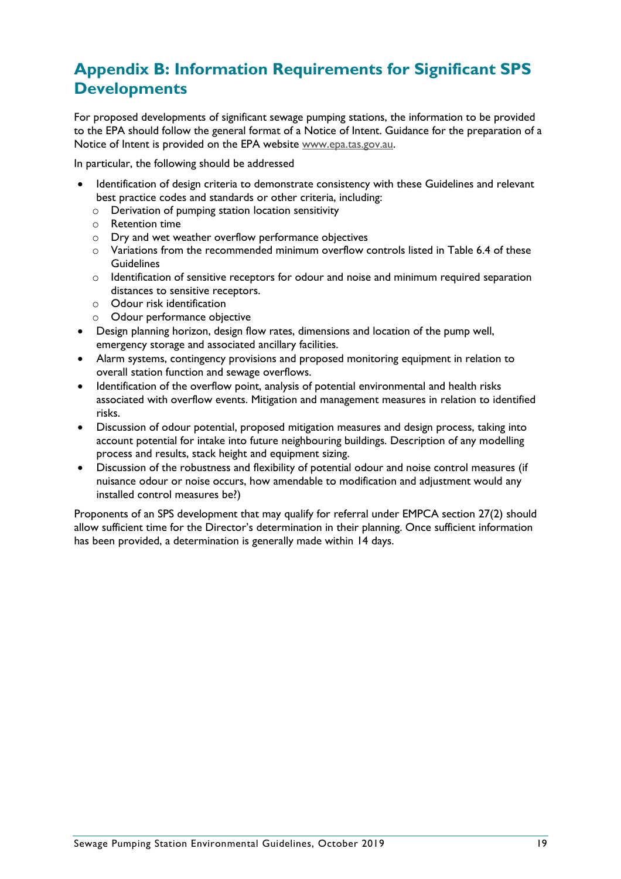# Appendix B: Information Requirements for Significant SPS Developments

For proposed developments of significant sewage pumping stations, the information to be provided to the EPA should follow the general format of a Notice of Intent. Guidance for the preparation of a Notice of Intent is provided on the EPA website www.epa.tas.gov.au.

In particular, the following should be addressed

- Identification of design criteria to demonstrate consistency with these Guidelines and relevant best practice codes and standards or other criteria, including:
    - Derivation of pumping station location sensitivity
    - Retention time
    - Dry and wet weather overflow performance objectives
    - Variations from the recommended minimum overflow controls listed in Table 6.4 of these Guidelines
    - Identification of sensitive receptors for odour and noise and minimum required separation distances to sensitive receptors.
    - Odour risk identification
    - Odour performance objective
- Design planning horizon, design flow rates, dimensions and location of the pump well, emergency storage and associated ancillary facilities.
- Alarm systems, contingency provisions and proposed monitoring equipment in relation to overall station function and sewage overflows.
- Identification of the overflow point, analysis of potential environmental and health risks associated with overflow events. Mitigation and management measures in relation to identified risks.
- Discussion of odour potential, proposed mitigation measures and design process, taking into account potential for intake into future neighbouring buildings. Description of any modelling process and results, stack height and equipment sizing.
- Discussion of the robustness and flexibility of potential odour and noise control measures (if nuisance odour or noise occurs, how amendable to modification and adjustment would any installed control measures be?)

Proponents of an SPS development that may qualify for referral under EMPCA section 27(2) should allow sufficient time for the Director's determination in their planning. Once sufficient information has been provided, a determination is generally made within 14 days.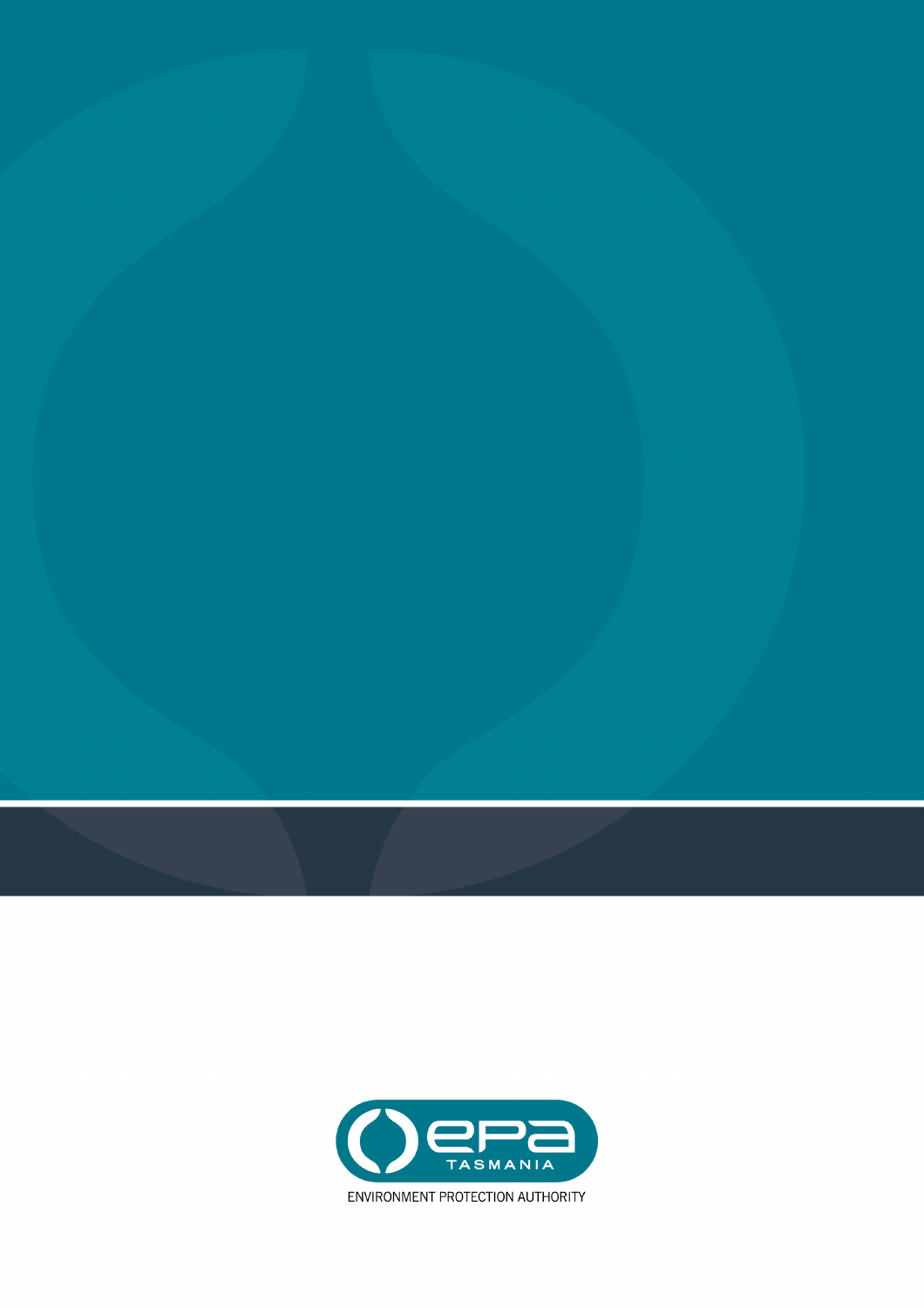epa TASMANIA

ENVIRONMENT PROTECTION AUTHORITY